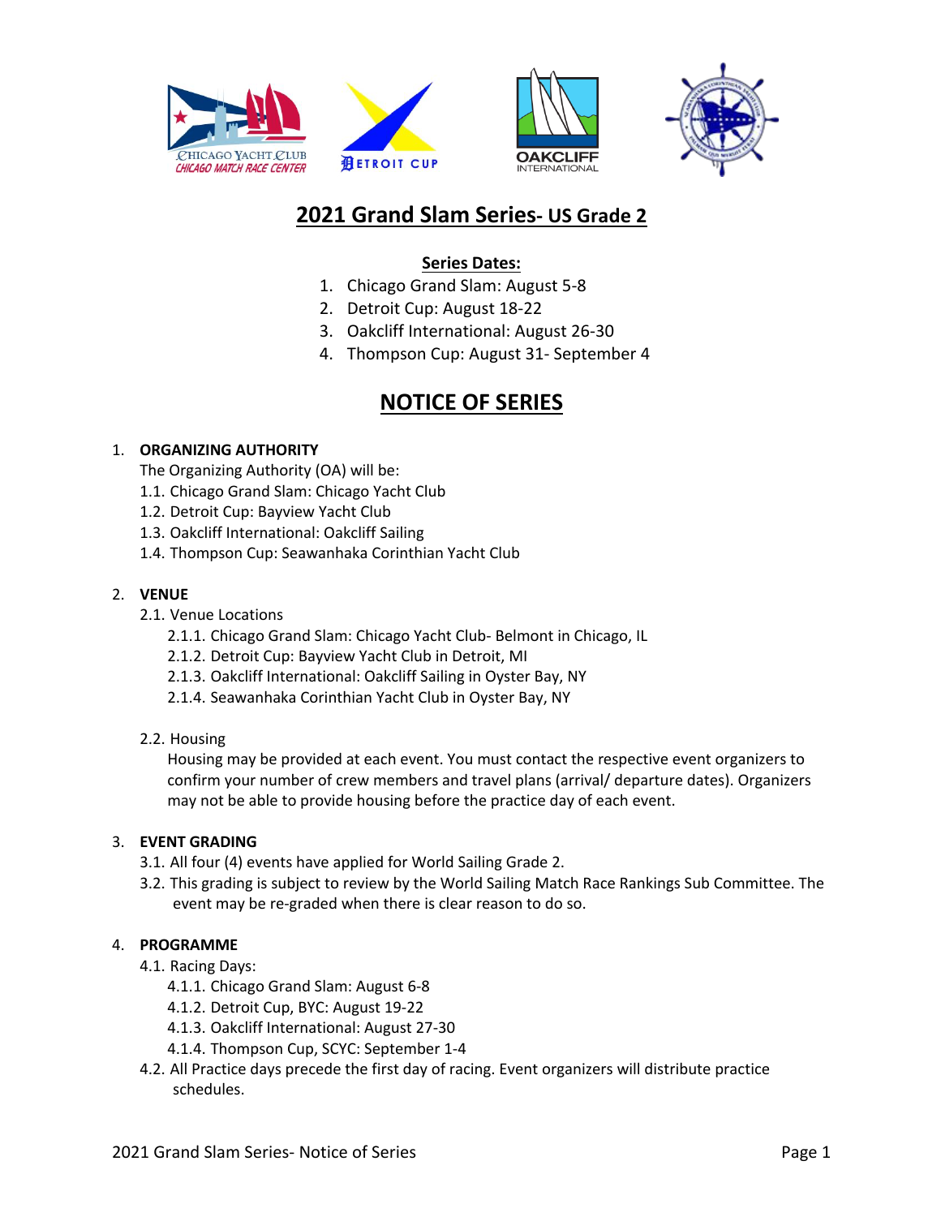# 2021 Grand Slam Series- US Grade 2

**Series Dates:**

1. Chicago Grand Slam: August 5-8
2. Detroit Cup: August 18-22
3. Oakcliff International: August 26-30
4. Thompson Cup: August 31- September 4

# NOTICE OF SERIES

1. **ORGANIZING AUTHORITY**

   The Organizing Authority (OA) will be:

   1.1. Chicago Grand Slam: Chicago Yacht Club

   1.2. Detroit Cup: Bayview Yacht Club

   1.3. Oakcliff International: Oakcliff Sailing

   1.4. Thompson Cup: Seawanhaka Corinthian Yacht Club

2. **VENUE**

   2.1. Venue Locations

   2.1.1. Chicago Grand Slam: Chicago Yacht Club- Belmont in Chicago, IL

   2.1.2. Detroit Cup: Bayview Yacht Club in Detroit, MI

   2.1.3. Oakcliff International: Oakcliff Sailing in Oyster Bay, NY

   2.1.4. Seawanhaka Corinthian Yacht Club in Oyster Bay, NY

   2.2. Housing

   Housing may be provided at each event. You must contact the respective event organizers to confirm your number of crew members and travel plans (arrival/ departure dates). Organizers may not be able to provide housing before the practice day of each event.

3. **EVENT GRADING**

   3.1. All four (4) events have applied for World Sailing Grade 2.

   3.2. This grading is subject to review by the World Sailing Match Race Rankings Sub Committee. The event may be re-graded when there is clear reason to do so.

4. **PROGRAMME**

   4.1. Racing Days:

   4.1.1. Chicago Grand Slam: August 6-8

   4.1.2. Detroit Cup, BYC: August 19-22

   4.1.3. Oakcliff International: August 27-30

   4.1.4. Thompson Cup, SCYC: September 1-4

   4.2. All Practice days precede the first day of racing. Event organizers will distribute practice schedules.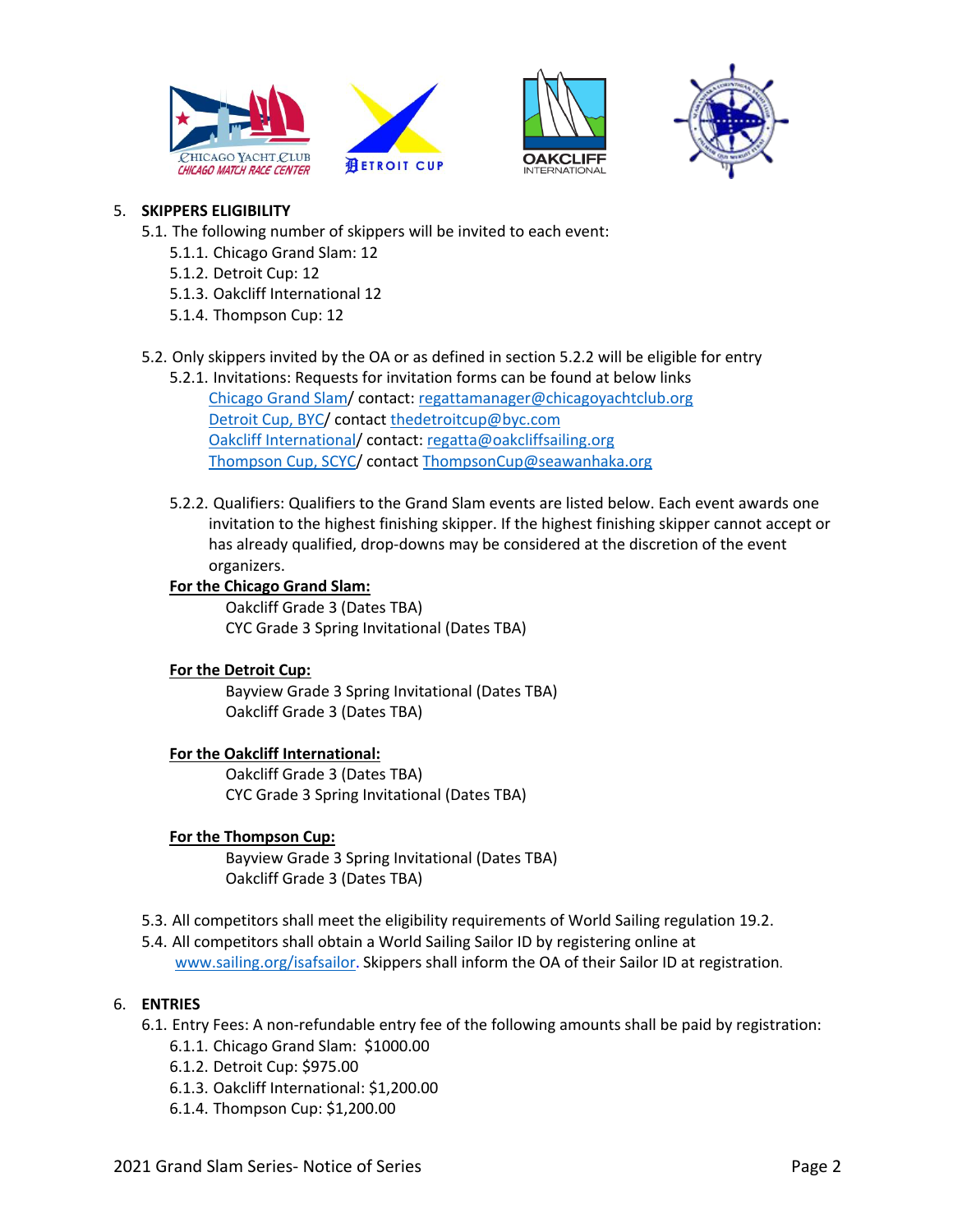5. **SKIPPERS ELIGIBILITY**
   - 5.1. The following number of skippers will be invited to each event:
     - 5.1.1. Chicago Grand Slam: 12
     - 5.1.2. Detroit Cup: 12
     - 5.1.3. Oakcliff International 12
     - 5.1.4. Thompson Cup: 12
   - 5.2. Only skippers invited by the OA or as defined in section 5.2.2 will be eligible for entry
     - 5.2.1. Invitations: Requests for invitation forms can be found at below links
       Chicago Grand Slam/ contact: regattamanager@chicagoyachtclub.org
       Detroit Cup, BYC/ contact thedetroitcup@byc.com
       Oakcliff International/ contact: regatta@oakcliffsailing.org
       Thompson Cup, SCYC/ contact ThompsonCup@seawanhaka.org
     - 5.2.2. Qualifiers: Qualifiers to the Grand Slam events are listed below. Each event awards one invitation to the highest finishing skipper. If the highest finishing skipper cannot accept or has already qualified, drop-downs may be considered at the discretion of the event organizers.

       **For the Chicago Grand Slam:**
       Oakcliff Grade 3 (Dates TBA)
       CYC Grade 3 Spring Invitational (Dates TBA)

       **For the Detroit Cup:**
       Bayview Grade 3 Spring Invitational (Dates TBA)
       Oakcliff Grade 3 (Dates TBA)

       **For the Oakcliff International:**
       Oakcliff Grade 3 (Dates TBA)
       CYC Grade 3 Spring Invitational (Dates TBA)

       **For the Thompson Cup:**
       Bayview Grade 3 Spring Invitational (Dates TBA)
       Oakcliff Grade 3 (Dates TBA)
   - 5.3. All competitors shall meet the eligibility requirements of World Sailing regulation 19.2.
   - 5.4. All competitors shall obtain a World Sailing Sailor ID by registering online at www.sailing.org/isafsailor. Skippers shall inform the OA of their Sailor ID at registration.

6. **ENTRIES**
   - 6.1. Entry Fees: A non-refundable entry fee of the following amounts shall be paid by registration:
     - 6.1.1. Chicago Grand Slam: $1000.00
     - 6.1.2. Detroit Cup: $975.00
     - 6.1.3. Oakcliff International: $1,200.00
     - 6.1.4. Thompson Cup: $1,200.00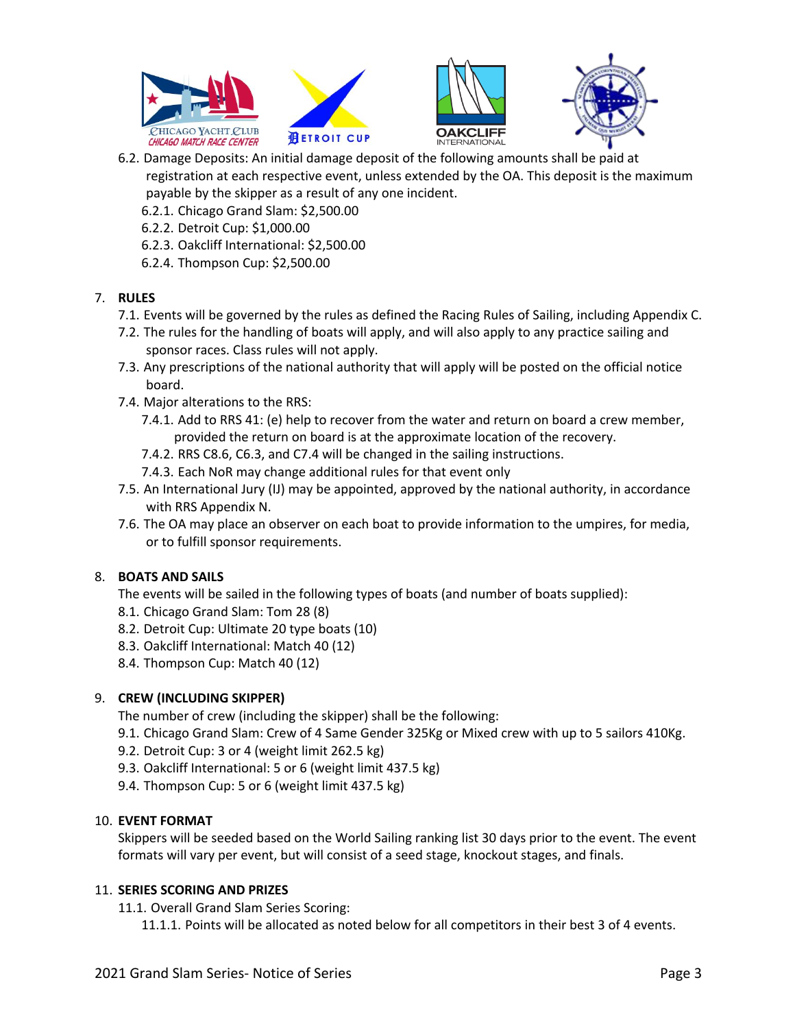6.2. Damage Deposits: An initial damage deposit of the following amounts shall be paid at registration at each respective event, unless extended by the OA. This deposit is the maximum payable by the skipper as a result of any one incident.

- 6.2.1. Chicago Grand Slam: $2,500.00
- 6.2.2. Detroit Cup: $1,000.00
- 6.2.3. Oakcliff International: $2,500.00
- 6.2.4. Thompson Cup: $2,500.00

## 7. RULES

7.1. Events will be governed by the rules as defined the Racing Rules of Sailing, including Appendix C.

7.2. The rules for the handling of boats will apply, and will also apply to any practice sailing and sponsor races. Class rules will not apply.

7.3. Any prescriptions of the national authority that will apply will be posted on the official notice board.

7.4. Major alterations to the RRS:

- 7.4.1. Add to RRS 41: (e) help to recover from the water and return on board a crew member, provided the return on board is at the approximate location of the recovery.
- 7.4.2. RRS C8.6, C6.3, and C7.4 will be changed in the sailing instructions.
- 7.4.3. Each NoR may change additional rules for that event only

7.5. An International Jury (IJ) may be appointed, approved by the national authority, in accordance with RRS Appendix N.

7.6. The OA may place an observer on each boat to provide information to the umpires, for media, or to fulfill sponsor requirements.

## 8. BOATS AND SAILS

The events will be sailed in the following types of boats (and number of boats supplied):

8.1. Chicago Grand Slam: Tom 28 (8)

8.2. Detroit Cup: Ultimate 20 type boats (10)

8.3. Oakcliff International: Match 40 (12)

8.4. Thompson Cup: Match 40 (12)

## 9. CREW (INCLUDING SKIPPER)

The number of crew (including the skipper) shall be the following:

9.1. Chicago Grand Slam: Crew of 4 Same Gender 325Kg or Mixed crew with up to 5 sailors 410Kg.

9.2. Detroit Cup: 3 or 4 (weight limit 262.5 kg)

9.3. Oakcliff International: 5 or 6 (weight limit 437.5 kg)

9.4. Thompson Cup: 5 or 6 (weight limit 437.5 kg)

## 10. EVENT FORMAT

Skippers will be seeded based on the World Sailing ranking list 30 days prior to the event. The event formats will vary per event, but will consist of a seed stage, knockout stages, and finals.

## 11. SERIES SCORING AND PRIZES

11.1. Overall Grand Slam Series Scoring:

- 11.1.1. Points will be allocated as noted below for all competitors in their best 3 of 4 events.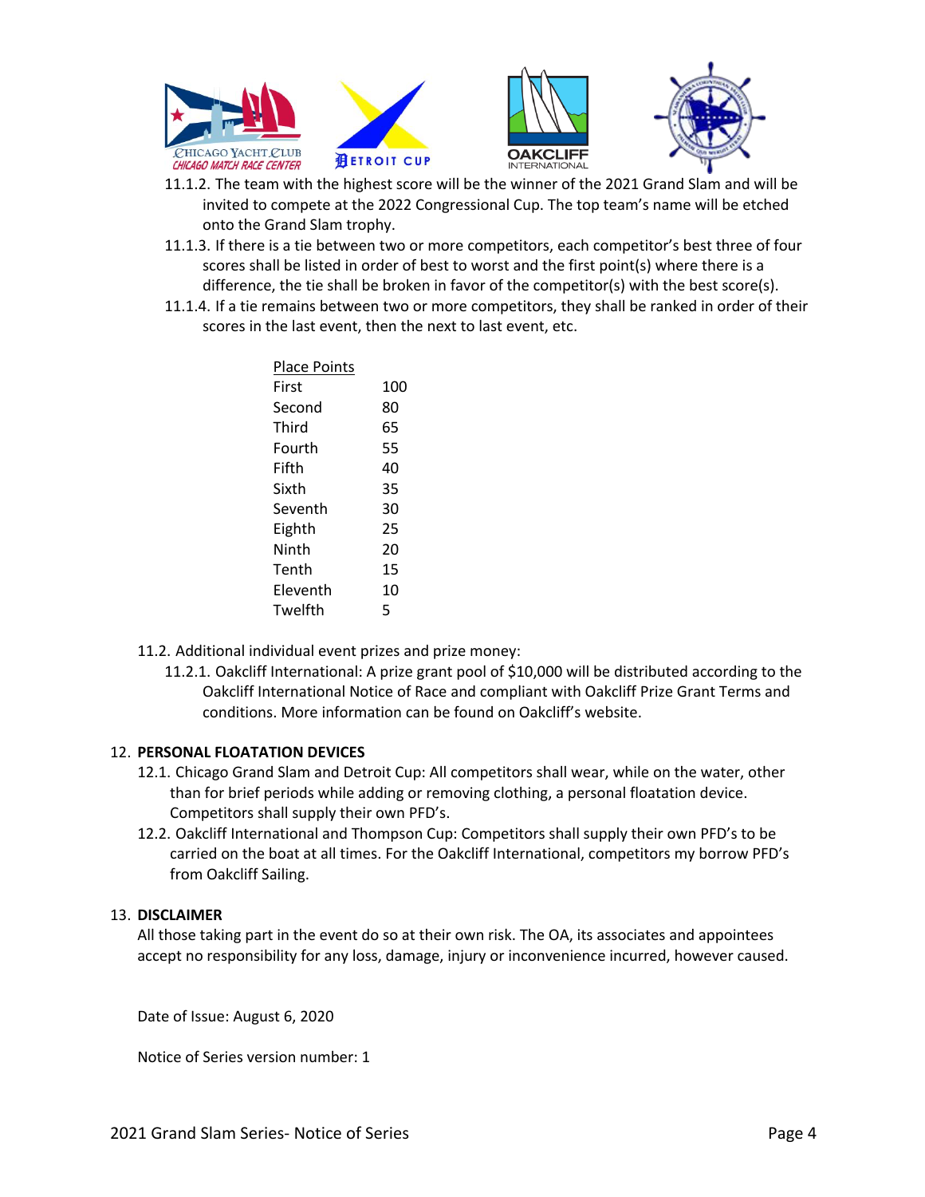11.1.2. The team with the highest score will be the winner of the 2021 Grand Slam and will be invited to compete at the 2022 Congressional Cup. The top team's name will be etched onto the Grand Slam trophy.

11.1.3. If there is a tie between two or more competitors, each competitor's best three of four scores shall be listed in order of best to worst and the first point(s) where there is a difference, the tie shall be broken in favor of the competitor(s) with the best score(s).

11.1.4. If a tie remains between two or more competitors, they shall be ranked in order of their scores in the last event, then the next to last event, etc.

| Place Points | |
|---|---|
| First | 100 |
| Second | 80 |
| Third | 65 |
| Fourth | 55 |
| Fifth | 40 |
| Sixth | 35 |
| Seventh | 30 |
| Eighth | 25 |
| Ninth | 20 |
| Tenth | 15 |
| Eleventh | 10 |
| Twelfth | 5 |

11.2. Additional individual event prizes and prize money:

11.2.1. Oakcliff International: A prize grant pool of $10,000 will be distributed according to the Oakcliff International Notice of Race and compliant with Oakcliff Prize Grant Terms and conditions. More information can be found on Oakcliff's website.

## 12. PERSONAL FLOATATION DEVICES

12.1. Chicago Grand Slam and Detroit Cup: All competitors shall wear, while on the water, other than for brief periods while adding or removing clothing, a personal floatation device. Competitors shall supply their own PFD's.

12.2. Oakcliff International and Thompson Cup: Competitors shall supply their own PFD's to be carried on the boat at all times. For the Oakcliff International, competitors my borrow PFD's from Oakcliff Sailing.

## 13. DISCLAIMER

All those taking part in the event do so at their own risk. The OA, its associates and appointees accept no responsibility for any loss, damage, injury or inconvenience incurred, however caused.

Date of Issue: August 6, 2020

Notice of Series version number: 1